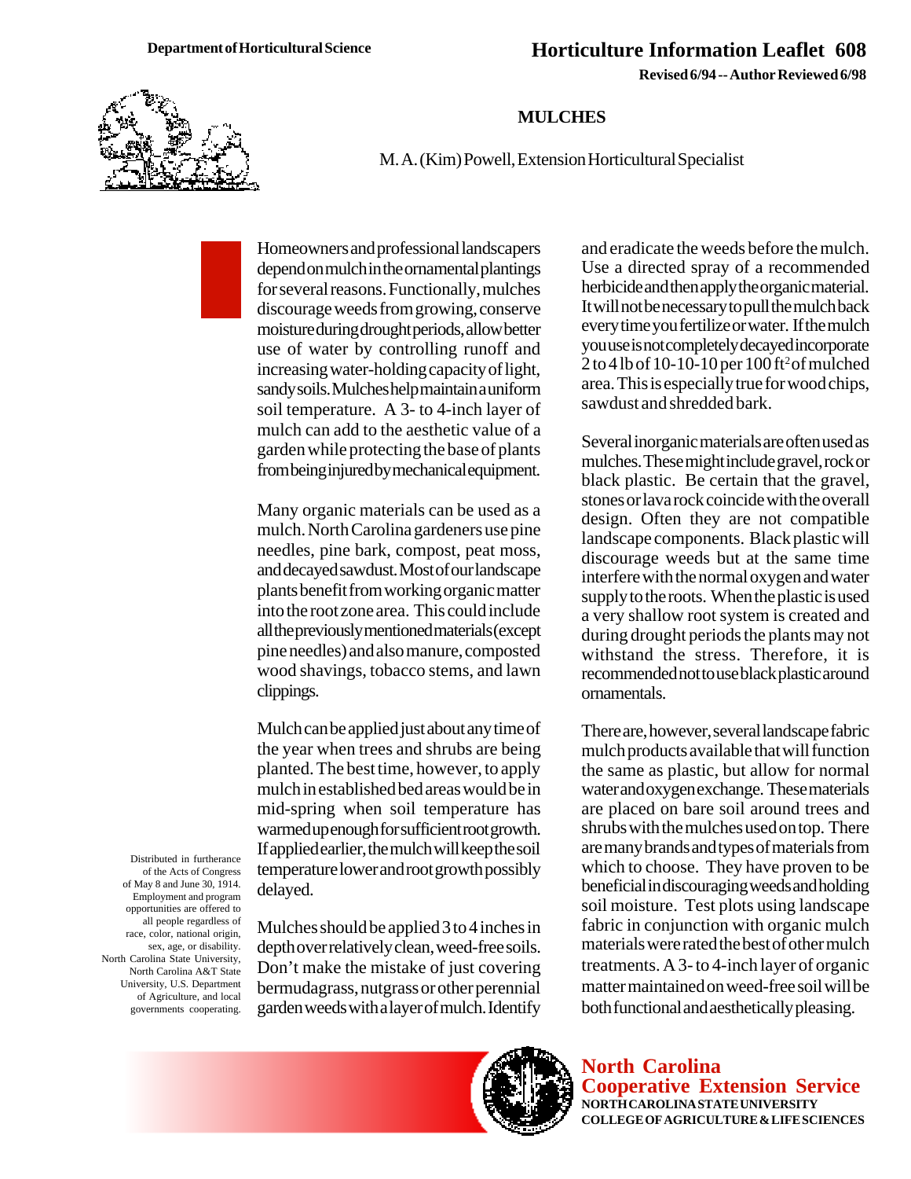Department of Horticultural Science

# Horticulture Information Leaflet 608

**Revised 6/94 -- Author Reviewed 6/98**

## MULCHES

M. A. (Kim) Powell, Extension Horticultural Specialist

Homeowners and professional landscapers depend on mulch in the ornamental plantings for several reasons. Functionally, mulches discourage weeds from growing, conserve moisture during drought periods, allow better use of water by controlling runoff and increasing water-holding capacity of light, sandy soils. Mulches help maintain a uniform soil temperature. A 3- to 4-inch layer of mulch can add to the aesthetic value of a garden while protecting the base of plants from being injured by mechanical equipment.

Many organic materials can be used as a mulch. North Carolina gardeners use pine needles, pine bark, compost, peat moss, and decayed sawdust. Most of our landscape plants benefit from working organic matter into the root zone area. This could include all the previously mentioned materials (except pine needles) and also manure, composted wood shavings, tobacco stems, and lawn clippings.

Mulch can be applied just about any time of the year when trees and shrubs are being planted. The best time, however, to apply mulch in established bed areas would be in mid-spring when soil temperature has warmed up enough for sufficient root growth. If applied earlier, the mulch will keep the soil temperature lower and root growth possibly delayed.

Mulches should be applied 3 to 4 inches in depth over relatively clean, weed-free soils. Don't make the mistake of just covering bermudagrass, nutgrass or other perennial garden weeds with a layer of mulch. Identify and eradicate the weeds before the mulch. Use a directed spray of a recommended herbicide and then apply the organic material. It will not be necessary to pull the mulch back every time you fertilize or water. If the mulch you use is not completely decayed incorporate 2 to 4 lb of 10-10-10 per 100 $ft^2$ of mulched area. This is especially true for wood chips, sawdust and shredded bark.

Several inorganic materials are often used as mulches. These might include gravel, rock or black plastic. Be certain that the gravel, stones or lava rock coincide with the overall design. Often they are not compatible landscape components. Black plastic will discourage weeds but at the same time interfere with the normal oxygen and water supply to the roots. When the plastic is used a very shallow root system is created and during drought periods the plants may not withstand the stress. Therefore, it is recommended not to use black plastic around ornamentals.

There are, however, several landscape fabric mulch products available that will function the same as plastic, but allow for normal water and oxygen exchange. These materials are placed on bare soil around trees and shrubs with the mulches used on top. There are many brands and types of materials from which to choose. They have proven to be beneficial in discouraging weeds and holding soil moisture. Test plots using landscape fabric in conjunction with organic mulch materials were rated the best of other mulch treatments. A 3- to 4-inch layer of organic matter maintained on weed-free soil will be both functional and aesthetically pleasing.

Distributed in furtherance of the Acts of Congress of May 8 and June 30, 1914. Employment and program opportunities are offered to all people regardless of race, color, national origin, sex, age, or disability. North Carolina State University, North Carolina A&T State University, U.S. Department of Agriculture, and local governments cooperating.

**North Carolina Cooperative Extension Service**
**NORTH CAROLINA STATE UNIVERSITY**
**COLLEGE OF AGRICULTURE & LIFE SCIENCES**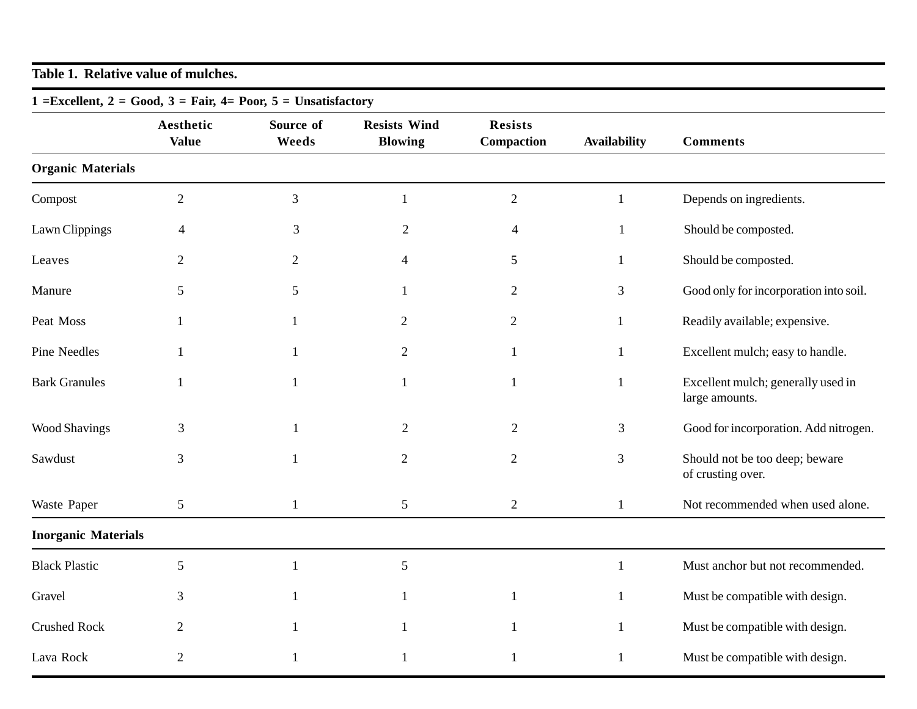**Table 1. Relative value of mulches.**

**1 =Excellent, 2 = Good, 3 = Fair, 4= Poor, 5 = Unsatisfactory**

| | Aesthetic Value | Source of Weeds | Resists Wind Blowing | Resists Compaction | Availability | Comments |
|---|---|---|---|---|---|---|
| **Organic Materials** | | | | | | |
| Compost | 2 | 3 | 1 | 2 | 1 | Depends on ingredients. |
| Lawn Clippings | 4 | 3 | 2 | 4 | 1 | Should be composted. |
| Leaves | 2 | 2 | 4 | 5 | 1 | Should be composted. |
| Manure | 5 | 5 | 1 | 2 | 3 | Good only for incorporation into soil. |
| Peat Moss | 1 | 1 | 2 | 2 | 1 | Readily available; expensive. |
| Pine Needles | 1 | 1 | 2 | 1 | 1 | Excellent mulch; easy to handle. |
| Bark Granules | 1 | 1 | 1 | 1 | 1 | Excellent mulch; generally used in large amounts. |
| Wood Shavings | 3 | 1 | 2 | 2 | 3 | Good for incorporation. Add nitrogen. |
| Sawdust | 3 | 1 | 2 | 2 | 3 | Should not be too deep; beware of crusting over. |
| Waste Paper | 5 | 1 | 5 | 2 | 1 | Not recommended when used alone. |
| **Inorganic Materials** | | | | | | |
| Black Plastic | 5 | 1 | 5 | | 1 | Must anchor but not recommended. |
| Gravel | 3 | 1 | 1 | 1 | 1 | Must be compatible with design. |
| Crushed Rock | 2 | 1 | 1 | 1 | 1 | Must be compatible with design. |
| Lava Rock | 2 | 1 | 1 | 1 | 1 | Must be compatible with design. |